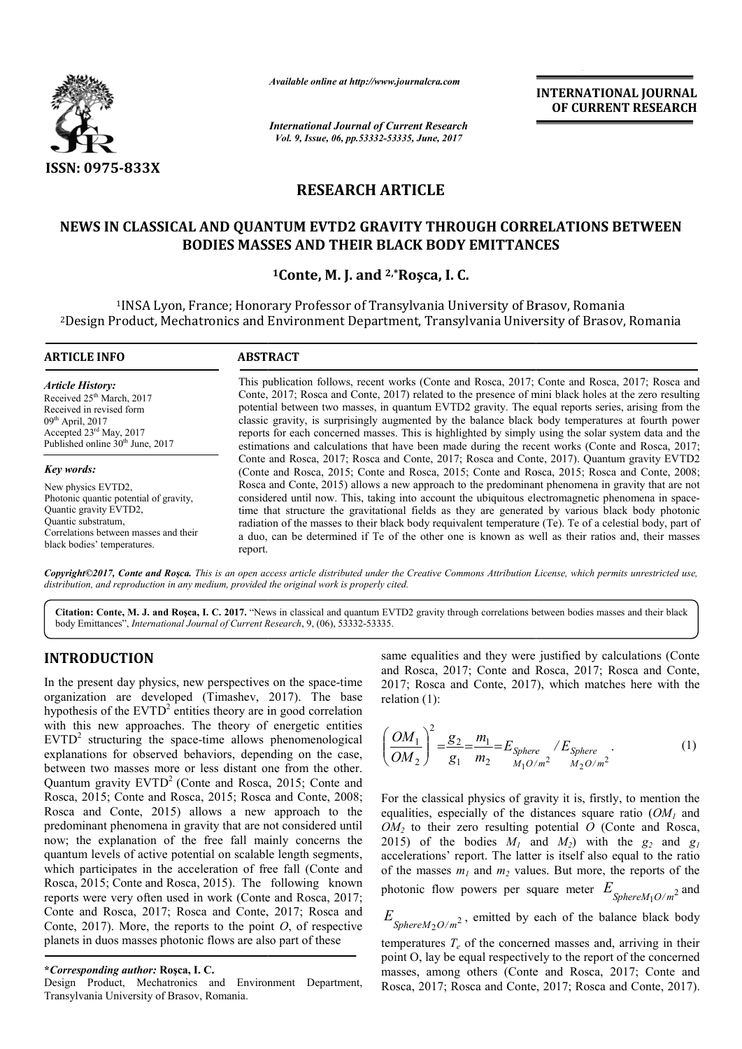*Available online at http://www.journalcra.com*

*International Journal of Current Research*
*Vol. 9, Issue, 06, pp.53332-53335, June, 2017*

**INTERNATIONAL JOURNAL OF CURRENT RESEARCH**

ISSN: 0975-833X

# RESEARCH ARTICLE

## NEWS IN CLASSICAL AND QUANTUM EVTD2 GRAVITY THROUGH CORRELATIONS BETWEEN BODIES MASSES AND THEIR BLACK BODY EMITTANCES

**[1]Conte, M. J. and [2,*]Roşca, I. C.**

[1]INSA Lyon, France; Honorary Professor of Transylvania University of Brasov, Romania
[2]Design Product, Mechatronics and Environment Department, Transylvania University of Brasov, Romania

**ARTICLE INFO**

*Article History:*
Received 25th March, 2017
Received in revised form 09th April, 2017
Accepted 23rd May, 2017
Published online 30th June, 2017

*Key words:*
New physics EVTD2,
Photonic quantic potential of gravity,
Quantic gravity EVTD2,
Quantic substratum,
Correlations between masses and their black bodies' temperatures.

**ABSTRACT**

This publication follows, recent works (Conte and Rosca, 2017; Conte and Rosca, 2017; Rosca and Conte, 2017; Rosca and Conte, 2017) related to the presence of mini black holes at the zero resulting potential between two masses, in quantum EVTD2 gravity. The equal reports series, arising from the classic gravity, is surprisingly augmented by the balance black body temperatures at fourth power reports for each concerned masses. This is highlighted by simply using the solar system data and the estimations and calculations that have been made during the recent works (Conte and Rosca, 2017; Conte and Rosca, 2017; Rosca and Conte, 2017; Rosca and Conte, 2017). Quantum gravity EVTD2 (Conte and Rosca, 2015; Conte and Rosca, 2015; Conte and Rosca, 2015; Rosca and Conte, 2008; Rosca and Conte, 2015) allows a new approach to the predominant phenomena in gravity that are not considered until now. This, taking into account the ubiquitous electromagnetic phenomena in space-time that structure the gravitational fields as they are generated by various black body photonic radiation of the masses to their black body equivalent temperature (Te). Te of a celestial body, part of a duo, can be determined if Te of the other one is known as well as their ratios and, their masses report.

*Copyright©2017, Conte and Roşca. This is an open access article distributed under the Creative Commons Attribution License, which permits unrestricted use, distribution, and reproduction in any medium, provided the original work is properly cited.*

**Citation: Conte, M. J. and Roşca, I. C. 2017.** "News in classical and quantum EVTD2 gravity through correlations between bodies masses and their black body Emittances", *International Journal of Current Research*, 9, (06), 53332-53335.

## INTRODUCTION

In the present day physics, new perspectives on the space-time organization are developed (Timashev, 2017). The base hypothesis of the $EVTD^2$ entities theory are in good correlation with this new approaches. The theory of energetic entities $EVTD^2$ structuring the space-time allows phenomenological explanations for observed behaviors, depending on the case, between two masses more or less distant one from the other. Quantum gravity $EVTD^2$ (Conte and Rosca, 2015; Conte and Rosca, 2015; Conte and Rosca, 2015; Rosca and Conte, 2008; Rosca and Conte, 2015) allows a new approach to the predominant phenomena in gravity that are not considered until now; the explanation of the free fall mainly concerns the quantum levels of active potential on scalable length segments, which participates in the acceleration of free fall (Conte and Rosca, 2015; Conte and Rosca, 2015). The following known reports were very often used in work (Conte and Rosca, 2017; Conte and Rosca, 2017; Rosca and Conte, 2017; Rosca and Conte, 2017). More, the reports to the point $O$, of respective planets in duos masses photonic flows are also part of these same equalities and they were justified by calculations (Conte and Rosca, 2017; Conte and Rosca, 2017; Rosca and Conte, 2017; Rosca and Conte, 2017), which matches here with the relation (1):

$$\left(\frac{OM_1}{OM_2}\right)^2 = \frac{g_2}{g_1} = \frac{m_1}{m_2} = E_{Sphere\,M_1O/m^2} \,/\, E_{Sphere\,M_2O/m^2}. \qquad (1)$$

For the classical physics of gravity it is, firstly, to mention the equalities, especially of the distances square ratio ($OM_1$ and $OM_2$ to their zero resulting potential $O$ (Conte and Rosca, 2015) of the bodies $M_1$ and $M_2$) with the $g_2$ and $g_1$ accelerations' report. The latter is itself also equal to the ratio of the masses $m_1$ and $m_2$ values. But more, the reports of the photonic flow powers per square meter $E_{SphereM_1O/m^2}$ and $E_{SphereM_2O/m^2}$, emitted by each of the balance black body temperatures $T_e$ of the concerned masses and, arriving in their point O, lay be equal respectively to the report of the concerned masses, among others (Conte and Rosca, 2017; Conte and Rosca, 2017; Rosca and Conte, 2017; Rosca and Conte, 2017).

**\*Corresponding author: Roşca, I. C.**
Design Product, Mechatronics and Environment Department, Transylvania University of Brasov, Romania.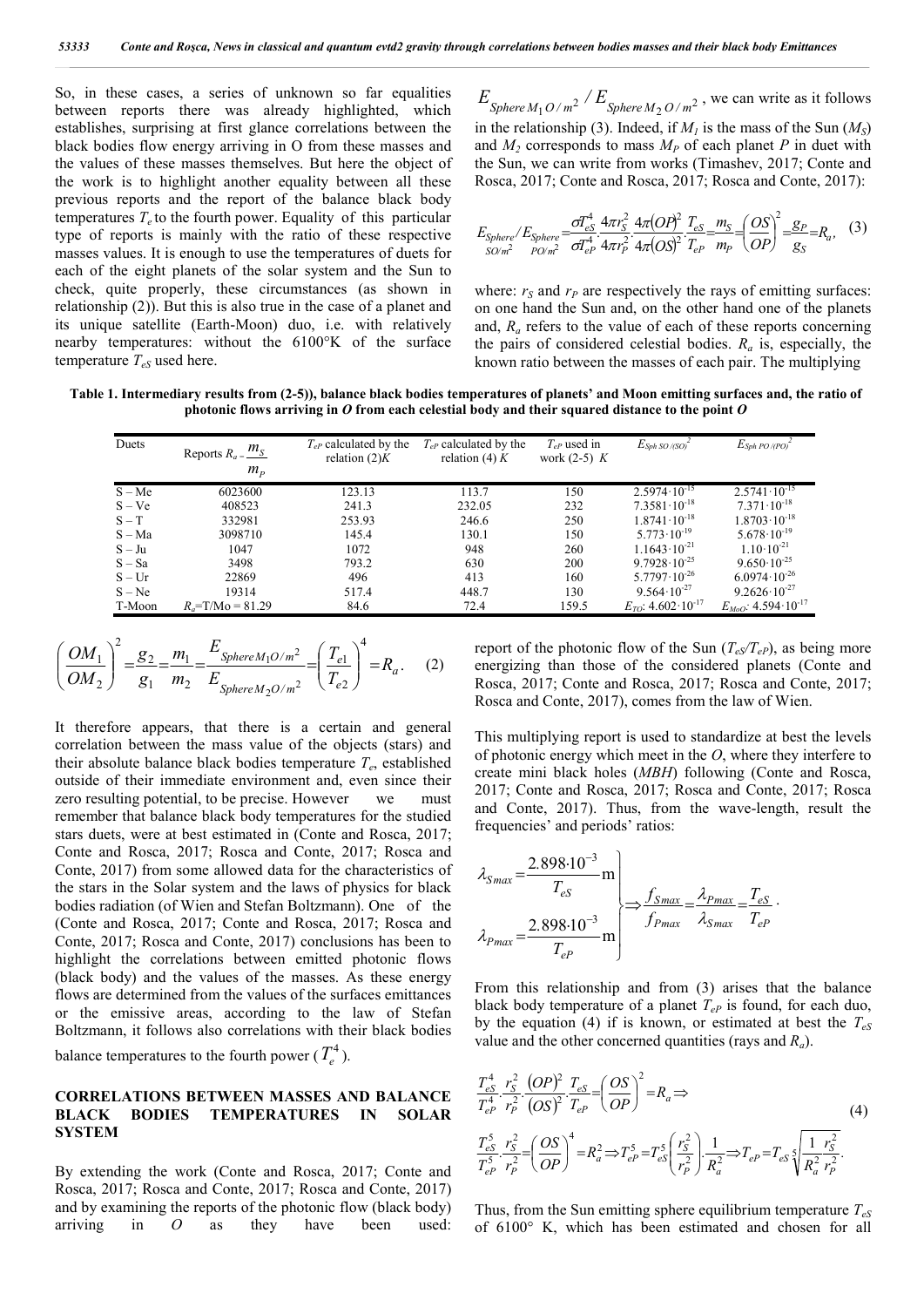So, in these cases, a series of unknown so far equalities between reports there was already highlighted, which establishes, surprising at first glance correlations between the black bodies flow energy arriving in O from these masses and the values of these masses themselves. But here the object of the work is to highlight another equality between all these previous reports and the report of the balance black body temperatures $T_e$ to the fourth power. Equality of this particular type of reports is mainly with the ratio of these respective masses values. It is enough to use the temperatures of duets for each of the eight planets of the solar system and the Sun to check, quite properly, these circumstances (as shown in relationship (2)). But this is also true in the case of a planet and its unique satellite (Earth-Moon) duo, i.e. with relatively nearby temperatures: without the 6100°K of the surface temperature $T_{eS}$ used here.

$$\left(\frac{OM_1}{OM_2}\right)^2=\frac{g_2}{g_1}=\frac{m_1}{m_2}=\frac{E_{Sphere M_1 O/m^2}}{E_{Sphere M_2 O/m^2}}=\left(\frac{T_{e1}}{T_{e2}}\right)^4=R_a. \quad (2)$$

It therefore appears, that there is a certain and general correlation between the mass value of the objects (stars) and their absolute balance black bodies temperature $T_e$, established outside of their immediate environment and, even since their zero resulting potential, to be precise. However we must remember that balance black body temperatures for the studied stars duets, were at best estimated in (Conte and Rosca, 2017; Conte and Rosca, 2017; Rosca and Conte, 2017; Rosca and Conte, 2017) from some allowed data for the characteristics of the stars in the Solar system and the laws of physics for black bodies radiation (of Wien and Stefan Boltzmann). One of the (Conte and Rosca, 2017; Conte and Rosca, 2017; Rosca and Conte, 2017; Rosca and Conte, 2017) conclusions has been to highlight the correlations between emitted photonic flows (black body) and the values of the masses. As these energy flows are determined from the values of the surfaces emittances or the emissive areas, according to the law of Stefan Boltzmann, it follows also correlations with their black bodies balance temperatures to the fourth power ($T_e^4$).

## CORRELATIONS BETWEEN MASSES AND BALANCE BLACK BODIES TEMPERATURES IN SOLAR SYSTEM

By extending the work (Conte and Rosca, 2017; Conte and Rosca, 2017; Rosca and Conte, 2017; Rosca and Conte, 2017) and by examining the reports of the photonic flow (black body) arriving in $O$ as they have been used: $E_{Sphere M_1 O/m^2} / E_{Sphere M_2 O/m^2}$, we can write as it follows in the relationship (3). Indeed, if $M_1$ is the mass of the Sun ($M_S$) and $M_2$ corresponds to mass $M_P$ of each planet $P$ in duet with the Sun, we can write from works (Timashev, 2017; Conte and Rosca, 2017; Conte and Rosca, 2017; Rosca and Conte, 2017):

$$E_{\substack{Sphere\\ SO/m^2}}/E_{\substack{Sphere\\ PO/m^2}}=\frac{\sigma T_{eS}^4}{\sigma T_{eP}^4}\cdot\frac{4\pi r_S^2}{4\pi r_P^2}\cdot\frac{4\pi(OP)^2}{4\pi(OS)^2}\cdot\frac{T_{eS}}{T_{eP}}=\frac{m_S}{m_P}=\left(\frac{OS}{OP}\right)^2=\frac{g_P}{g_S}=R_a, \quad (3)$$

where: $r_S$ and $r_P$ are respectively the rays of emitting surfaces: on one hand the Sun and, on the other hand one of the planets and, $R_a$ refers to the value of each of these reports concerning the pairs of considered celestial bodies. $R_a$ is, especially, the known ratio between the masses of each pair. The multiplying report of the photonic flow of the Sun ($T_{eS}/T_{eP}$), as being more energizing than those of the considered planets (Conte and Rosca, 2017; Conte and Rosca, 2017; Rosca and Conte, 2017; Rosca and Conte, 2017), comes from the law of Wien.

This multiplying report is used to standardize at best the levels of photonic energy which meet in the $O$, where they interfere to create mini black holes (*MBH*) following (Conte and Rosca, 2017; Conte and Rosca, 2017; Rosca and Conte, 2017; Rosca and Conte, 2017). Thus, from the wave-length, result the frequencies' and periods' ratios:

$$\left.\begin{aligned}\lambda_{Smax}&=\frac{2.898\cdot10^{-3}}{T_{eS}}\text{m}\\ \lambda_{Pmax}&=\frac{2.898\cdot10^{-3}}{T_{eP}}\text{m}\end{aligned}\right\}\Rightarrow\frac{f_{Smax}}{f_{Pmax}}=\frac{\lambda_{Pmax}}{\lambda_{Smax}}=\frac{T_{eS}}{T_{eP}}.$$

From this relationship and from (3) arises that the balance black body temperature of a planet $T_{eP}$ is found, for each duo, by the equation (4) if is known, or estimated at best the $T_{eS}$ value and the other concerned quantities (rays and $R_a$).

$$\begin{aligned}&\frac{T_{eS}^4}{T_{eP}^4}\cdot\frac{r_S^2}{r_P^2}\cdot\frac{(OP)^2}{(OS)^2}\cdot\frac{T_{eS}}{T_{eP}}=\left(\frac{OS}{OP}\right)^2=R_a\Rightarrow\\ &\frac{T_{eS}^5}{T_{eP}^5}\cdot\frac{r_S^2}{r_P^2}=\left(\frac{OS}{OP}\right)^4=R_a^2\Rightarrow T_{eP}^5=T_{eS}^5\left(\frac{r_S^2}{r_P^2}\right)\cdot\frac{1}{R_a^2}\Rightarrow T_{eP}=T_{eS}\sqrt[5]{\frac{1}{R_a^2}\frac{r_S^2}{r_P^2}}.\end{aligned} \quad (4)$$

Thus, from the Sun emitting sphere equilibrium temperature $T_{eS}$ of 6100° K, which has been estimated and chosen for all

**Table 1. Intermediary results from (2-5)), balance black bodies temperatures of planets' and Moon emitting surfaces and, the ratio of photonic flows arriving in *O* from each celestial body and their squared distance to the point *O***

| Duets | Reports $R_a = \frac{m_S}{m_P}$ | $T_{eP}$ calculated by the relation (2) $K$ | $T_{eP}$ calculated by the relation (4) $K$ | $T_{eP}$ used in work (2-5) $K$ | $E_{Sph\ SO/(SO)^2}$ | $E_{Sph\ PO/(PO)^2}$ |
|---|---|---|---|---|---|---|
| S – Me | 6023600 | 123.13 | 113.7 | 150 | $2.5974\cdot10^{-15}$ | $2.5741\cdot10^{-15}$ |
| S – Ve | 408523 | 241.3 | 232.05 | 232 | $7.3581\cdot10^{-18}$ | $7.371\cdot10^{-18}$ |
| S – T | 332981 | 253.93 | 246.6 | 250 | $1.8741\cdot10^{-18}$ | $1.8703\cdot10^{-18}$ |
| S – Ma | 3098710 | 145.4 | 130.1 | 150 | $5.773\cdot10^{-19}$ | $5.678\cdot10^{-19}$ |
| S – Ju | 1047 | 1072 | 948 | 260 | $1.1643\cdot10^{-21}$ | $1.10\cdot10^{-21}$ |
| S – Sa | 3498 | 793.2 | 630 | 200 | $9.7928\cdot10^{-25}$ | $9.650\cdot10^{-25}$ |
| S – Ur | 22869 | 496 | 413 | 160 | $5.7797\cdot10^{-26}$ | $6.0974\cdot10^{-26}$ |
| S – Ne | 19314 | 517.4 | 448.7 | 130 | $9.564\cdot10^{-27}$ | $9.2626\cdot10^{-27}$ |
| T-Moon | $R_a$=T/Mo = 81.29 | 84.6 | 72.4 | 159.5 | $E_{TO}$: $4.602\cdot10^{-17}$ | $E_{MoO}$: $4.594\cdot10^{-17}$ |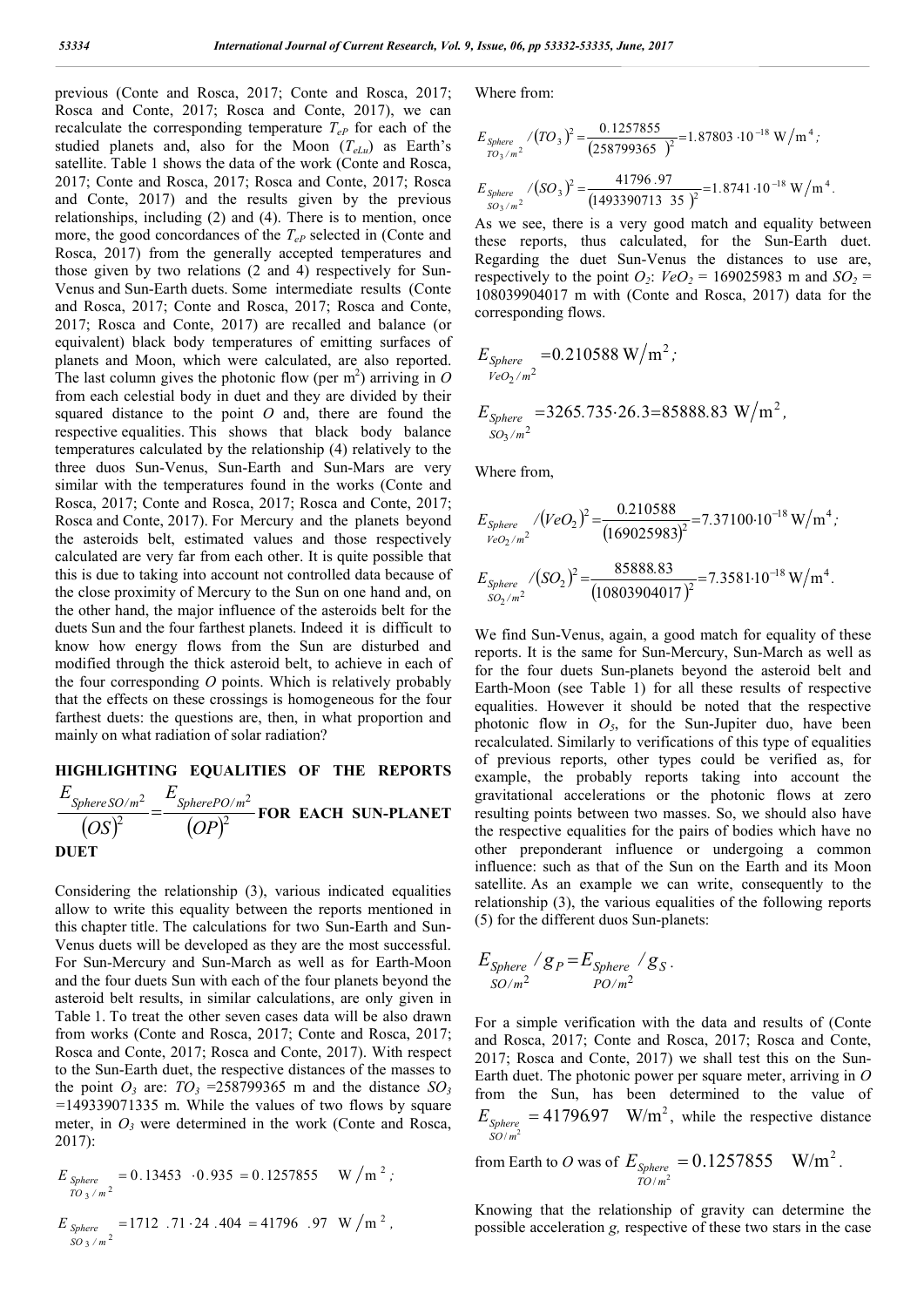previous (Conte and Rosca, 2017; Conte and Rosca, 2017; Rosca and Conte, 2017; Rosca and Conte, 2017), we can recalculate the corresponding temperature $T_{eP}$ for each of the studied planets and, also for the Moon ($T_{eLu}$) as Earth's satellite. Table 1 shows the data of the work (Conte and Rosca, 2017; Conte and Rosca, 2017; Rosca and Conte, 2017; Rosca and Conte, 2017) and the results given by the previous relationships, including (2) and (4). There is to mention, once more, the good concordances of the $T_{eP}$ selected in (Conte and Rosca, 2017) from the generally accepted temperatures and those given by two relations (2 and 4) respectively for Sun-Venus and Sun-Earth duets. Some intermediate results (Conte and Rosca, 2017; Conte and Rosca, 2017; Rosca and Conte, 2017; Rosca and Conte, 2017) are recalled and balance (or equivalent) black body temperatures of emitting surfaces of planets and Moon, which were calculated, are also reported. The last column gives the photonic flow (per m$^2$) arriving in $O$ from each celestial body in duet and they are divided by their squared distance to the point $O$ and, there are found the respective equalities. This shows that black body balance temperatures calculated by the relationship (4) relatively to the three duos Sun-Venus, Sun-Earth and Sun-Mars are very similar with the temperatures found in the works (Conte and Rosca, 2017; Conte and Rosca, 2017; Rosca and Conte, 2017; Rosca and Conte, 2017). For Mercury and the planets beyond the asteroids belt, estimated values and those respectively calculated are very far from each other. It is quite possible that this is due to taking into account not controlled data because of the close proximity of Mercury to the Sun on one hand and, on the other hand, the major influence of the asteroids belt for the duets Sun and the four farthest planets. Indeed it is difficult to know how energy flows from the Sun are disturbed and modified through the thick asteroid belt, to achieve in each of the four corresponding $O$ points. Which is relatively probably that the effects on these crossings is homogeneous for the four farthest duets: the questions are, then, in what proportion and mainly on what radiation of solar radiation?

## HIGHLIGHTING EQUALITIES OF THE REPORTS $\frac{E_{Sphere\,SO/m^2}}{(OS)^2}=\frac{E_{Sphere\,PO/m^2}}{(OP)^2}$ FOR EACH SUN-PLANET DUET

Considering the relationship (3), various indicated equalities allow to write this equality between the reports mentioned in this chapter title. The calculations for two Sun-Earth and Sun-Venus duets will be developed as they are the most successful. For Sun-Mercury and Sun-March as well as for Earth-Moon and the four duets Sun with each of the four planets beyond the asteroid belt results, in similar calculations, are only given in Table 1. To treat the other seven cases data will be also drawn from works (Conte and Rosca, 2017; Conte and Rosca, 2017; Rosca and Conte, 2017; Rosca and Conte, 2017). With respect to the Sun-Earth duet, the respective distances of the masses to the point $O_3$ are: $TO_3$ =258799365 m and the distance $SO_3$ =149339071335 m. While the values of two flows by square meter, in $O_3$ were determined in the work (Conte and Rosca, 2017):

$$E_{\substack{Sphere\\TO_3/m^2}} = 0.13453 \cdot 0.935 = 0.1257855 \quad \mathrm{W/m^2};$$

$$E_{\substack{Sphere\\SO_3/m^2}} = 1712.71 \cdot 24.404 = 41796.97 \quad \mathrm{W/m^2},$$

Where from:

$$E_{\substack{Sphere\\TO_3/m^2}} /(TO_3)^2 = \frac{0.1257855}{(258799365)^2} = 1.87803 \cdot 10^{-18}\ \mathrm{W/m^4};$$

$$E_{\substack{Sphere\\SO_3/m^2}} /(SO_3)^2 = \frac{41796.97}{(149339071335)^2} = 1.8741 \cdot 10^{-18}\ \mathrm{W/m^4}.$$

As we see, there is a very good match and equality between these reports, thus calculated, for the Sun-Earth duet. Regarding the duet Sun-Venus the distances to use are, respectively to the point $O_2$: $VeO_2$ = 169025983 m and $SO_2$ = 108039904017 m with (Conte and Rosca, 2017) data for the corresponding flows.

$$E_{\substack{Sphere\\VeO_2/m^2}} = 0.210588\ \mathrm{W/m^2};$$

$$E_{\substack{Sphere\\SO_3/m^2}} = 3265.735 \cdot 26.3 = 85888.83\ \mathrm{W/m^2},$$

Where from,

$$E_{\substack{Sphere\\VeO_2/m^2}} /(VeO_2)^2 = \frac{0.210588}{(169025983)^2} = 7.37100 \cdot 10^{-18}\ \mathrm{W/m^4};$$

$$E_{\substack{Sphere\\SO_2/m^2}} /(SO_2)^2 = \frac{85888.83}{(10803904017)^2} = 7.3581 \cdot 10^{-18}\ \mathrm{W/m^4}.$$

We find Sun-Venus, again, a good match for equality of these reports. It is the same for Sun-Mercury, Sun-March as well as for the four duets Sun-planets beyond the asteroid belt and Earth-Moon (see Table 1) for all these results of respective equalities. However it should be noted that the respective photonic flow in $O_5$, for the Sun-Jupiter duo, have been recalculated. Similarly to verifications of this type of equalities of previous reports, other types could be verified as, for example, the probably reports taking into account the gravitational accelerations or the photonic flows at zero resulting points between two masses. So, we should also have the respective equalities for the pairs of bodies which have no other preponderant influence or undergoing a common influence: such as that of the Sun on the Earth and its Moon satellite. As an example we can write, consequently to the relationship (3), the various equalities of the following reports (5) for the different duos Sun-planets:

$$E_{\substack{Sphere\\SO/m^2}} / g_P = E_{\substack{Sphere\\PO/m^2}} / g_S.$$

For a simple verification with the data and results of (Conte and Rosca, 2017; Conte and Rosca, 2017; Rosca and Conte, 2017; Rosca and Conte, 2017) we shall test this on the Sun-Earth duet. The photonic power per square meter, arriving in $O$ from the Sun, has been determined to the value of $E_{\substack{Sphere\\SO/m^2}} = 41796.97\ \mathrm{W/m^2}$, while the respective distance from Earth to $O$ was of $E_{\substack{Sphere\\TO/m^2}} = 0.1257855\ \mathrm{W/m^2}$.

Knowing that the relationship of gravity can determine the possible acceleration $g$, respective of these two stars in the case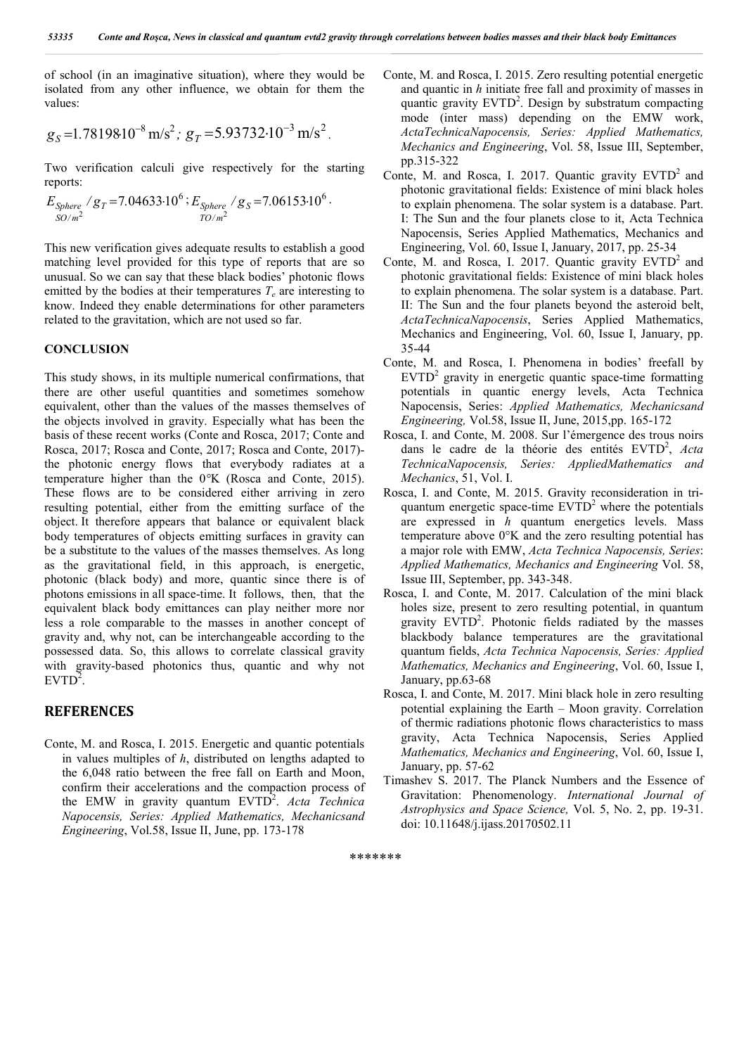of school (in an imaginative situation), where they would be isolated from any other influence, we obtain for them the values:

$$g_S = 1.78198 \cdot 10^{-8}\ \text{m/s}^2;\ g_T = 5.93732 \cdot 10^{-3}\ \text{m/s}^2.$$

Two verification calculi give respectively for the starting reports:

$$E_{\substack{Sphere \\ SO/m^2}} / g_T = 7.04633 \cdot 10^6;\ E_{\substack{Sphere \\ TO/m^2}} / g_S = 7.06153 \cdot 10^6.$$

This new verification gives adequate results to establish a good matching level provided for this type of reports that are so unusual. So we can say that these black bodies' photonic flows emitted by the bodies at their temperatures $T_e$ are interesting to know. Indeed they enable determinations for other parameters related to the gravitation, which are not used so far.

## CONCLUSION

This study shows, in its multiple numerical confirmations, that there are other useful quantities and sometimes somehow equivalent, other than the values of the masses themselves of the objects involved in gravity. Especially what has been the basis of these recent works (Conte and Rosca, 2017; Conte and Rosca, 2017; Rosca and Conte, 2017; Rosca and Conte, 2017)- the photonic energy flows that everybody radiates at a temperature higher than the 0°K (Rosca and Conte, 2015). These flows are to be considered either arriving in zero resulting potential, either from the emitting surface of the object. It therefore appears that balance or equivalent black body temperatures of objects emitting surfaces in gravity can be a substitute to the values of the masses themselves. As long as the gravitational field, in this approach, is energetic, photonic (black body) and more, quantic since there is of photons emissions in all space-time. It follows, then, that the equivalent black body emittances can play neither more nor less a role comparable to the masses in another concept of gravity and, why not, can be interchangeable according to the possessed data. So, this allows to correlate classical gravity with gravity-based photonics thus, quantic and why not $EVTD^2$.

## REFERENCES

Conte, M. and Rosca, I. 2015. Energetic and quantic potentials in values multiples of *h*, distributed on lengths adapted to the 6,048 ratio between the free fall on Earth and Moon, confirm their accelerations and the compaction process of the EMW in gravity quantum $EVTD^2$. *Acta Technica Napocensis, Series: Applied Mathematics, Mechanicsand Engineering*, Vol.58, Issue II, June, pp. 173-178

Conte, M. and Rosca, I. 2015. Zero resulting potential energetic and quantic in *h* initiate free fall and proximity of masses in quantic gravity $EVTD^2$. Design by substratum compacting mode (inter mass) depending on the EMW work, *ActaTechnicaNapocensis, Series: Applied Mathematics, Mechanics and Engineering*, Vol. 58, Issue III, September, pp.315-322

Conte, M. and Rosca, I. 2017. Quantic gravity $EVTD^2$ and photonic gravitational fields: Existence of mini black holes to explain phenomena. The solar system is a database. Part. I: The Sun and the four planets close to it, Acta Technica Napocensis, Series Applied Mathematics, Mechanics and Engineering, Vol. 60, Issue I, January, 2017, pp. 25-34

Conte, M. and Rosca, I. 2017. Quantic gravity $EVTD^2$ and photonic gravitational fields: Existence of mini black holes to explain phenomena. The solar system is a database. Part. II: The Sun and the four planets beyond the asteroid belt, *ActaTechnicaNapocensis*, Series Applied Mathematics, Mechanics and Engineering, Vol. 60, Issue I, January, pp. 35-44

Conte, M. and Rosca, I. Phenomena in bodies' freefall by $EVTD^2$ gravity in energetic quantic space-time formatting potentials in quantic energy levels, Acta Technica Napocensis, Series: *Applied Mathematics, Mechanicsand Engineering,* Vol.58, Issue II, June, 2015,pp. 165-172

Rosca, I. and Conte, M. 2008. Sur l'émergence des trous noirs dans le cadre de la théorie des entités $EVTD^2$, *Acta TechnicaNapocensis, Series: AppliedMathematics and Mechanics*, 51, Vol. I.

Rosca, I. and Conte, M. 2015. Gravity reconsideration in tri-quantum energetic space-time $EVTD^2$ where the potentials are expressed in *h* quantum energetics levels. Mass temperature above 0°K and the zero resulting potential has a major role with EMW, *Acta Technica Napocensis, Series*: *Applied Mathematics, Mechanics and Engineering* Vol. 58, Issue III, September, pp. 343-348.

Rosca, I. and Conte, M. 2017. Calculation of the mini black holes size, present to zero resulting potential, in quantum gravity $EVTD^2$. Photonic fields radiated by the masses blackbody balance temperatures are the gravitational quantum fields, *Acta Technica Napocensis, Series: Applied Mathematics, Mechanics and Engineering*, Vol. 60, Issue I, January, pp.63-68

Rosca, I. and Conte, M. 2017. Mini black hole in zero resulting potential explaining the Earth – Moon gravity. Correlation of thermic radiations photonic flows characteristics to mass gravity, Acta Technica Napocensis, Series Applied *Mathematics, Mechanics and Engineering*, Vol. 60, Issue I, January, pp. 57-62

Timashev S. 2017. The Planck Numbers and the Essence of Gravitation: Phenomenology. *International Journal of Astrophysics and Space Science,* Vol. 5, No. 2, pp. 19-31. doi: 10.11648/j.ijass.20170502.11

\*\*\*\*\*\*\*